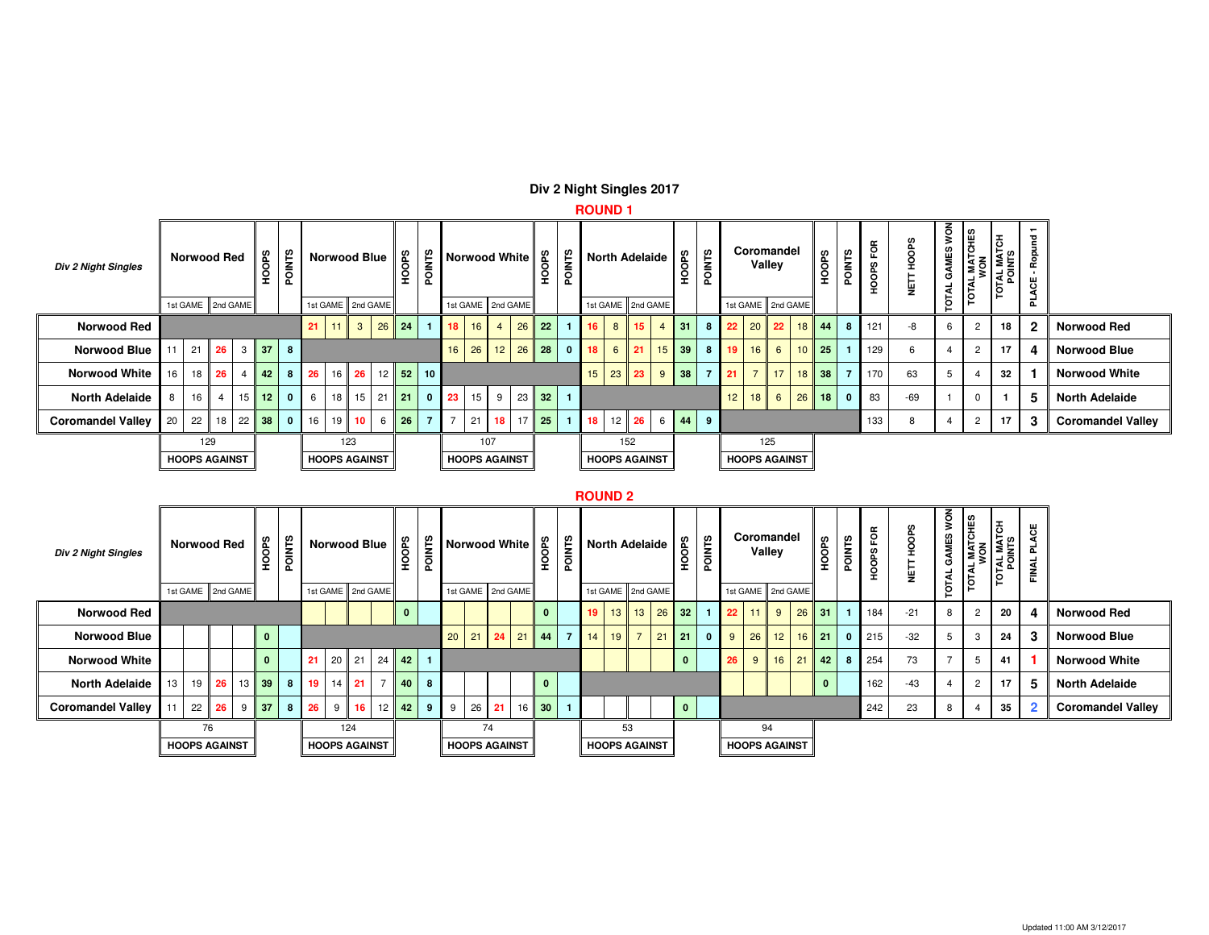# Div 2 Night Singles 2017

## ROUND 1

| Div 2 Night Singles | Norwood Red | | | | HOOPS | POINTS | Norwood Blue | | | | HOOPS | POINTS | Norwood White | | | | HOOPS | POINTS | North Adelaide | | | | HOOPS | POINTS | Coromandel Valley | | | | HOOPS | POINTS | HOOPS FOR | NETT HOOPS | TOTAL GAMES WON | TOTAL MATCHES WON | TOTAL MATCH POINTS | PLACE - Ropund 1 | |
|---|---|---|---|---|---|---|---|---|---|---|---|---|---|---|---|---|---|---|---|---|---|---|---|---|---|---|---|---|---|---|---|---|---|---|---|---|---|
| | 1st GAME | | 2nd GAME | | | | 1st GAME | | 2nd GAME | | | | 1st GAME | | 2nd GAME | | | | 1st GAME | | 2nd GAME | | | | 1st GAME | | 2nd GAME | | | | | | | | | | |
| Norwood Red | | | | | | | 21 | 11 | 3 | 26 | 24 | 1 | 18 | 16 | 4 | 26 | 22 | 1 | 16 | 8 | 15 | 4 | 31 | 8 | 22 | 20 | 22 | 18 | 44 | 8 | 121 | -8 | 6 | 2 | 18 | 2 | Norwood Red |
| Norwood Blue | 11 | 21 | 26 | 3 | 37 | 8 | | | | | | | 16 | 26 | 12 | 26 | 28 | 0 | 18 | 6 | 21 | 15 | 39 | 8 | 19 | 16 | 6 | 10 | 25 | 1 | 129 | 6 | 4 | 2 | 17 | 4 | Norwood Blue |
| Norwood White | 16 | 18 | 26 | 4 | 42 | 8 | 26 | 16 | 26 | 12 | 52 | 10 | | | | | | | 15 | 23 | 23 | 9 | 38 | 7 | 21 | 7 | 17 | 18 | 38 | 7 | 170 | 63 | 5 | 4 | 32 | 1 | Norwood White |
| North Adelaide | 8 | 16 | 4 | 15 | 12 | 0 | 6 | 18 | 15 | 21 | 21 | 0 | 23 | 15 | 9 | 23 | 32 | 1 | | | | | | | 12 | 18 | 6 | 26 | 18 | 0 | 83 | -69 | 1 | 0 | 1 | 5 | North Adelaide |
| Coromandel Valley | 20 | 22 | 18 | 22 | 38 | 0 | 16 | 19 | 10 | 6 | 26 | 7 | 7 | 21 | 18 | 17 | 25 | 1 | 18 | 12 | 26 | 6 | 44 | 9 | | | | | | | 133 | 8 | 4 | 2 | 17 | 3 | Coromandel Valley |
| | 129 | | | | | | 123 | | | | | | 107 | | | | | | 152 | | | | | | 125 | | | | | | | | | | | | |
| | HOOPS AGAINST | | | | | | HOOPS AGAINST | | | | | | HOOPS AGAINST | | | | | | HOOPS AGAINST | | | | | | HOOPS AGAINST | | | | | | | | | | | | |

## ROUND 2

| Div 2 Night Singles | Norwood Red | | | | HOOPS | POINTS | Norwood Blue | | | | HOOPS | POINTS | Norwood White | | | | HOOPS | POINTS | North Adelaide | | | | HOOPS | POINTS | Coromandel Valley | | | | HOOPS | POINTS | HOOPS FOR | NETT HOOPS | TOTAL GAMES WON | TOTAL MATCHES WON | TOTAL MATCH POINTS | FINAL PLACE | |
|---|---|---|---|---|---|---|---|---|---|---|---|---|---|---|---|---|---|---|---|---|---|---|---|---|---|---|---|---|---|---|---|---|---|---|---|---|---|
| | 1st GAME | | 2nd GAME | | | | 1st GAME | | 2nd GAME | | | | 1st GAME | | 2nd GAME | | | | 1st GAME | | 2nd GAME | | | | 1st GAME | | 2nd GAME | | | | | | | | | | |
| Norwood Red | | | | | | | | | | | 0 | | | | | | 0 | | 19 | 13 | 13 | 26 | 32 | 1 | 22 | 11 | 9 | 26 | 31 | 1 | 184 | -21 | 8 | 2 | 20 | 4 | Norwood Red |
| Norwood Blue | | | | | 0 | | | | | | | | 20 | 21 | 24 | 21 | 44 | 7 | 14 | 19 | 7 | 21 | 21 | 0 | 9 | 26 | 12 | 16 | 21 | 0 | 215 | -32 | 5 | 3 | 24 | 3 | Norwood Blue |
| Norwood White | | | | | 0 | | 21 | 20 | 21 | 24 | 42 | 1 | | | | | | | | | | | 0 | | 26 | 9 | 16 | 21 | 42 | 8 | 254 | 73 | 7 | 5 | 41 | 1 | Norwood White |
| North Adelaide | 13 | 19 | 26 | 13 | 39 | 8 | 19 | 14 | 21 | 7 | 40 | 8 | | | | | 0 | | | | | | | | | | | | 0 | | 162 | -43 | 4 | 2 | 17 | 5 | North Adelaide |
| Coromandel Valley | 11 | 22 | 26 | 9 | 37 | 8 | 26 | 9 | 16 | 12 | 42 | 9 | 9 | 26 | 21 | 16 | 30 | 1 | | | | | 0 | | | | | | | | 242 | 23 | 8 | 4 | 35 | 2 | Coromandel Valley |
| | 76 | | | | | | 124 | | | | | | 74 | | | | | | 53 | | | | | | 94 | | | | | | | | | | | | |
| | HOOPS AGAINST | | | | | | HOOPS AGAINST | | | | | | HOOPS AGAINST | | | | | | HOOPS AGAINST | | | | | | HOOPS AGAINST | | | | | | | | | | | | |

Updated 11:00 AM 3/12/2017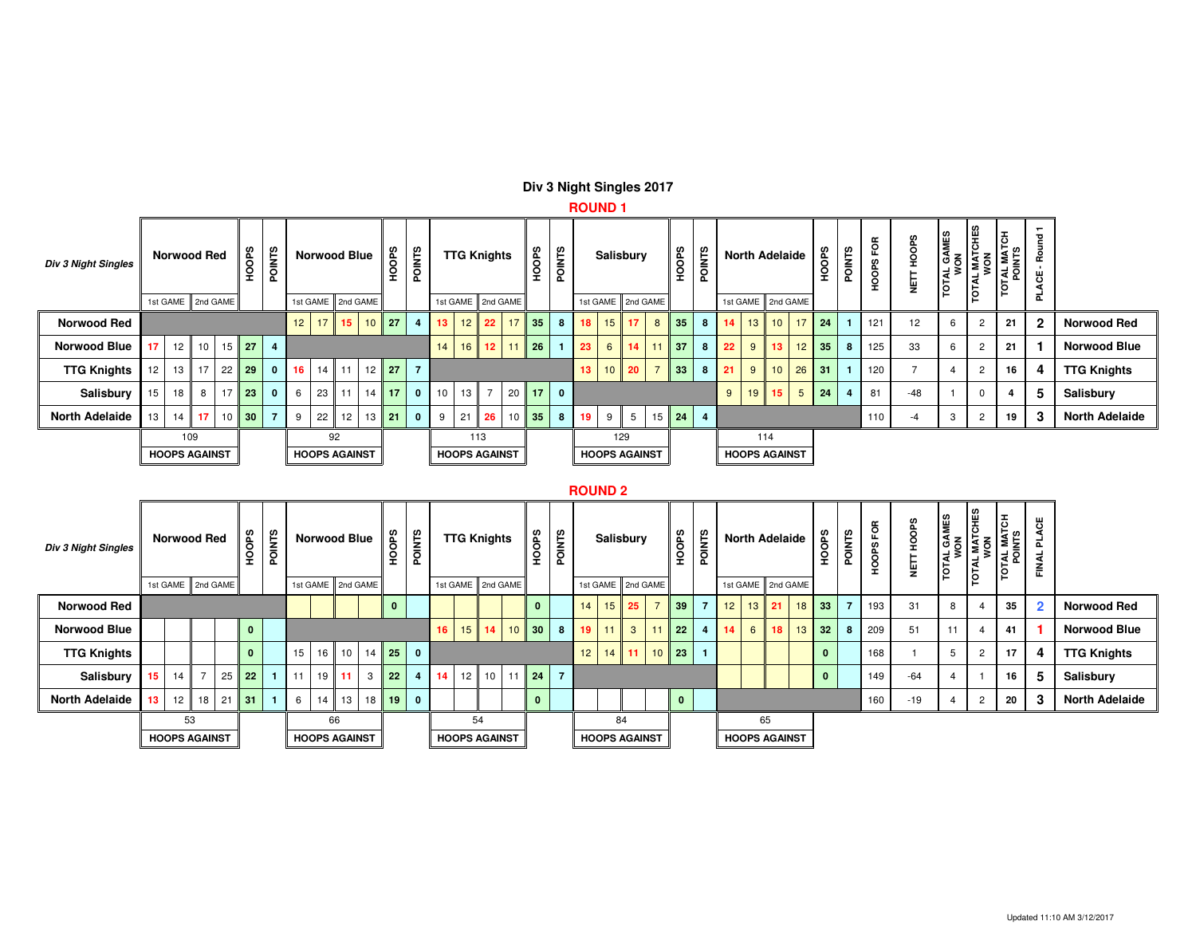# Div 3 Night Singles 2017

## ROUND 1

| Div 3 Night Singles | Norwood Red | | | | HOOPS | POINTS | Norwood Blue | | | | HOOPS | POINTS | TTG Knights | | | | HOOPS | POINTS | Salisbury | | | | HOOPS | POINTS | North Adelaide | | | | HOOPS | POINTS | HOOPS FOR | NETT HOOPS | TOTAL GAMES WON | TOTAL MATCHES WON | TOTAL MATCH POINTS | PLACE - Round 1 | |
|---|---|---|---|---|---|---|---|---|---|---|---|---|---|---|---|---|---|---|---|---|---|---|---|---|---|---|---|---|---|---|---|---|---|---|---|---|---|
| | 1st GAME | | 2nd GAME | | | | 1st GAME | | 2nd GAME | | | | 1st GAME | | 2nd GAME | | | | 1st GAME | | 2nd GAME | | | | 1st GAME | | 2nd GAME | | | | | | | | | | |
| Norwood Red | | | | | | | 12 | 17 | 15 | 10 | 27 | 4 | 13 | 12 | 22 | 17 | 35 | 8 | 18 | 15 | 17 | 8 | 35 | 8 | 14 | 13 | 10 | 17 | 24 | 1 | 121 | 12 | 6 | 2 | 21 | 2 | Norwood Red |
| Norwood Blue | 17 | 12 | 10 | 15 | 27 | 4 | | | | | | | 14 | 16 | 12 | 11 | 26 | 1 | 23 | 6 | 14 | 11 | 37 | 8 | 22 | 9 | 13 | 12 | 35 | 8 | 125 | 33 | 6 | 2 | 21 | 1 | Norwood Blue |
| TTG Knights | 12 | 13 | 17 | 22 | 29 | 0 | 16 | 14 | 11 | 12 | 27 | 7 | | | | | | | 13 | 10 | 20 | 7 | 33 | 8 | 21 | 9 | 10 | 26 | 31 | 1 | 120 | 7 | 4 | 2 | 16 | 4 | TTG Knights |
| Salisbury | 15 | 18 | 8 | 17 | 23 | 0 | 6 | 23 | 11 | 14 | 17 | 0 | 10 | 13 | 7 | 20 | 17 | 0 | | | | | | | 9 | 19 | 15 | 5 | 24 | 4 | 81 | -48 | 1 | 0 | 4 | 5 | Salisbury |
| North Adelaide | 13 | 14 | 17 | 10 | 30 | 7 | 9 | 22 | 12 | 13 | 21 | 0 | 9 | 21 | 26 | 10 | 35 | 8 | 19 | 9 | 5 | 15 | 24 | 4 | | | | | | | 110 | -4 | 3 | 2 | 19 | 3 | North Adelaide |
| | 109 | | | | | | 92 | | | | | | 113 | | | | | | 129 | | | | | | 114 | | | | | | | | | | | | |
| | HOOPS AGAINST | | | | | | HOOPS AGAINST | | | | | | HOOPS AGAINST | | | | | | HOOPS AGAINST | | | | | | HOOPS AGAINST | | | | | | | | | | | | |

## ROUND 2

| Div 3 Night Singles | Norwood Red | | | | HOOPS | POINTS | Norwood Blue | | | | HOOPS | POINTS | TTG Knights | | | | HOOPS | POINTS | Salisbury | | | | HOOPS | POINTS | North Adelaide | | | | HOOPS | POINTS | HOOPS FOR | NETT HOOPS | TOTAL GAMES WON | TOTAL MATCHES WON | TOTAL MATCH POINTS | FINAL PLACE | |
|---|---|---|---|---|---|---|---|---|---|---|---|---|---|---|---|---|---|---|---|---|---|---|---|---|---|---|---|---|---|---|---|---|---|---|---|---|---|
| | 1st GAME | | 2nd GAME | | | | 1st GAME | | 2nd GAME | | | | 1st GAME | | 2nd GAME | | | | 1st GAME | | 2nd GAME | | | | 1st GAME | | 2nd GAME | | | | | | | | | | |
| Norwood Red | | | | | | | | | | | 0 | | | | | | 0 | | 14 | 15 | 25 | 7 | 39 | 7 | 12 | 13 | 21 | 18 | 33 | 7 | 193 | 31 | 8 | 4 | 35 | 2 | Norwood Red |
| Norwood Blue | | | | | 0 | | | | | | | | 16 | 15 | 14 | 10 | 30 | 8 | 19 | 11 | 3 | 11 | 22 | 4 | 14 | 6 | 18 | 13 | 32 | 8 | 209 | 51 | 11 | 4 | 41 | 1 | Norwood Blue |
| TTG Knights | | | | | 0 | | 15 | 16 | 10 | 14 | 25 | 0 | | | | | | | 12 | 14 | 11 | 10 | 23 | 1 | | | | | 0 | | 168 | 1 | 5 | 2 | 17 | 4 | TTG Knights |
| Salisbury | 15 | 14 | 7 | 25 | 22 | 1 | 11 | 19 | 11 | 3 | 22 | 4 | 14 | 12 | 10 | 11 | 24 | 7 | | | | | | | | | | | 0 | | 149 | -64 | 4 | 1 | 16 | 5 | Salisbury |
| North Adelaide | 13 | 12 | 18 | 21 | 31 | 1 | 6 | 14 | 13 | 18 | 19 | 0 | | | | | 0 | | | | | | 0 | | | | | | | | 160 | -19 | 4 | 2 | 20 | 3 | North Adelaide |
| | 53 | | | | | | 66 | | | | | | 54 | | | | | | 84 | | | | | | 65 | | | | | | | | | | | | |
| | HOOPS AGAINST | | | | | | HOOPS AGAINST | | | | | | HOOPS AGAINST | | | | | | HOOPS AGAINST | | | | | | HOOPS AGAINST | | | | | | | | | | | | |

Updated 11:10 AM 3/12/2017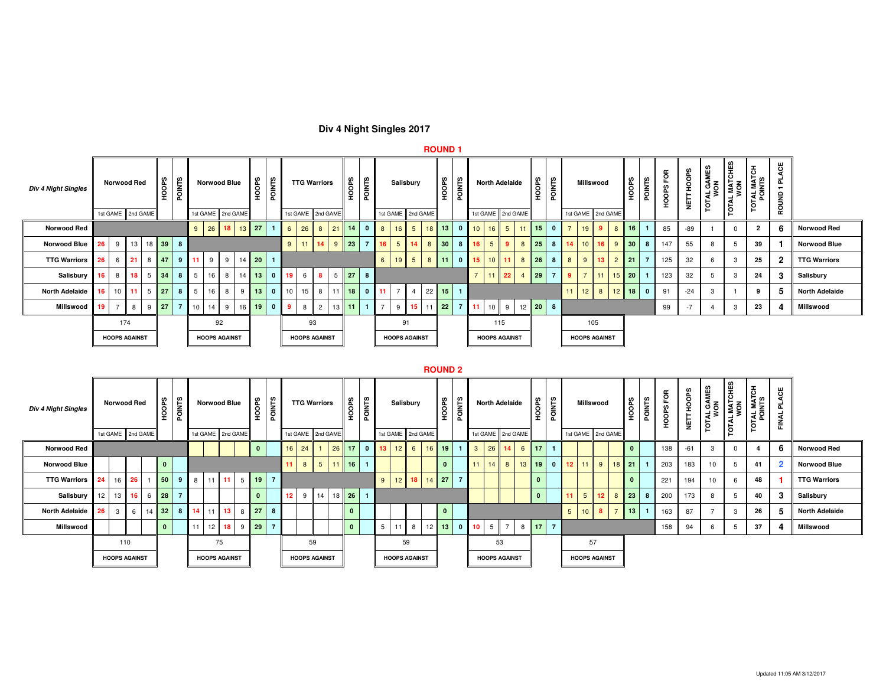# Div 4 Night Singles 2017

## ROUND 1

| Div 4 Night Singles | Norwood Red | | | | HOOPS | POINTS | Norwood Blue | | | | HOOPS | POINTS | TTG Warriors | | | | HOOPS | POINTS | Salisbury | | | | HOOPS | POINTS | North Adelaide | | | | HOOPS | POINTS | Millswood | | | | HOOPS | POINTS | HOOPS FOR | NETT HOOPS | TOTAL GAMES WON | TOTAL MATCHES WON | TOTAL MATCH POINTS | ROUND 1 PLACE | |
|---|---|---|---|---|---|---|---|---|---|---|---|---|---|---|---|---|---|---|---|---|---|---|---|---|---|---|---|---|---|---|---|---|---|---|---|---|---|---|---|---|---|---|---|
| | 1st GAME | | 2nd GAME | | | | 1st GAME | | 2nd GAME | | | | 1st GAME | | 2nd GAME | | | | 1st GAME | | 2nd GAME | | | | 1st GAME | | 2nd GAME | | | | 1st GAME | | 2nd GAME | | | | | | | | | | |
| Norwood Red | | | | | | | 9 | 26 | 18 | 13 | 27 | 1 | 6 | 26 | 8 | 21 | 14 | 0 | 8 | 16 | 5 | 18 | 13 | 0 | 10 | 16 | 5 | 11 | 15 | 0 | 7 | 19 | 9 | 8 | 16 | 1 | 85 | -89 | 1 | 0 | 2 | 6 | Norwood Red |
| Norwood Blue | 26 | 9 | 13 | 18 | 39 | 8 | | | | | | | 9 | 11 | 14 | 9 | 23 | 7 | 16 | 5 | 14 | 8 | 30 | 8 | 16 | 5 | 9 | 8 | 25 | 8 | 14 | 10 | 16 | 9 | 30 | 8 | 147 | 55 | 8 | 5 | 39 | 1 | Norwood Blue |
| TTG Warriors | 26 | 6 | 21 | 8 | 47 | 9 | 11 | 9 | 9 | 14 | 20 | 1 | | | | | | | 6 | 19 | 5 | 8 | 11 | 0 | 15 | 10 | 11 | 8 | 26 | 8 | 8 | 9 | 13 | 2 | 21 | 7 | 125 | 32 | 6 | 3 | 25 | 2 | TTG Warriors |
| Salisbury | 16 | 8 | 18 | 5 | 34 | 8 | 5 | 16 | 8 | 14 | 13 | 0 | 19 | 6 | 8 | 5 | 27 | 8 | | | | | | | 7 | 11 | 22 | 4 | 29 | 7 | 9 | 7 | 11 | 15 | 20 | 1 | 123 | 32 | 5 | 3 | 24 | 3 | Salisbury |
| North Adelaide | 16 | 10 | 11 | 5 | 27 | 8 | 5 | 16 | 8 | 9 | 13 | 0 | 10 | 15 | 8 | 11 | 18 | 0 | 11 | 7 | 4 | 22 | 15 | 1 | | | | | | | 11 | 12 | 8 | 12 | 18 | 0 | 91 | -24 | 3 | 1 | 9 | 5 | North Adelaide |
| Millswood | 19 | 7 | 8 | 9 | 27 | 7 | 10 | 14 | 9 | 16 | 19 | 0 | 9 | 8 | 2 | 13 | 11 | 1 | 7 | 9 | 15 | 11 | 22 | 7 | 11 | 10 | 9 | 12 | 20 | 8 | | | | | | | 99 | -7 | 4 | 3 | 23 | 4 | Millswood |
| | 174 | | | | | | 92 | | | | | | 93 | | | | | | 91 | | | | | | 115 | | | | | | 105 | | | | | | | | | | | | |
| | HOOPS AGAINST | | | | | | HOOPS AGAINST | | | | | | HOOPS AGAINST | | | | | | HOOPS AGAINST | | | | | | HOOPS AGAINST | | | | | | HOOPS AGAINST | | | | | | | | | | | | |

## ROUND 2

| Div 4 Night Singles | Norwood Red | | | | HOOPS | POINTS | Norwood Blue | | | | HOOPS | POINTS | TTG Warriors | | | | HOOPS | POINTS | Salisbury | | | | HOOPS | POINTS | North Adelaide | | | | HOOPS | POINTS | Millswood | | | | HOOPS | POINTS | HOOPS FOR | NETT HOOPS | TOTAL GAMES WON | TOTAL MATCHES WON | TOTAL MATCH POINTS | FINAL PLACE | |
|---|---|---|---|---|---|---|---|---|---|---|---|---|---|---|---|---|---|---|---|---|---|---|---|---|---|---|---|---|---|---|---|---|---|---|---|---|---|---|---|---|---|---|---|
| | 1st GAME | | 2nd GAME | | | | 1st GAME | | 2nd GAME | | | | 1st GAME | | 2nd GAME | | | | 1st GAME | | 2nd GAME | | | | 1st GAME | | 2nd GAME | | | | 1st GAME | | 2nd GAME | | | | | | | | | | |
| Norwood Red | | | | | | | | | | | 0 | | 16 | 24 | 1 | 26 | 17 | 0 | 13 | 12 | 6 | 16 | 19 | 1 | 3 | 26 | 14 | 6 | 17 | 1 | | | | | 0 | | 138 | -61 | 3 | 0 | 4 | 6 | Norwood Red |
| Norwood Blue | | | | | 0 | | | | | | | | 11 | 8 | 5 | 11 | 16 | 1 | | | | | 0 | | 11 | 14 | 8 | 13 | 19 | 0 | 12 | 11 | 9 | 18 | 21 | 1 | 203 | 183 | 10 | 5 | 41 | 2 | Norwood Blue |
| TTG Warriors | 24 | 16 | 26 | 1 | 50 | 9 | 8 | 11 | 11 | 5 | 19 | 7 | | | | | | | 9 | 12 | 18 | 14 | 27 | 7 | | | | | 0 | | | | | | 0 | | 221 | 194 | 10 | 6 | 48 | 1 | TTG Warriors |
| Salisbury | 12 | 13 | 16 | 6 | 28 | 7 | | | | | 0 | | 12 | 9 | 14 | 18 | 26 | 1 | | | | | | | | | | | 0 | | 11 | 5 | 12 | 8 | 23 | 8 | 200 | 173 | 8 | 5 | 40 | 3 | Salisbury |
| North Adelaide | 26 | 3 | 6 | 14 | 32 | 8 | 14 | 11 | 13 | 8 | 27 | 8 | | | | | 0 | | | | | | 0 | | | | | | | | 5 | 10 | 8 | 7 | 13 | 1 | 163 | 87 | 7 | 3 | 26 | 5 | North Adelaide |
| Millswood | | | | | 0 | | 11 | 12 | 18 | 9 | 29 | 7 | | | | | 0 | | 5 | 11 | 8 | 12 | 13 | 0 | 10 | 5 | 7 | 8 | 17 | 7 | | | | | | | 158 | 94 | 6 | 5 | 37 | 4 | Millswood |
| | 110 | | | | | | 75 | | | | | | 59 | | | | | | 59 | | | | | | 53 | | | | | | 57 | | | | | | | | | | | | |
| | HOOPS AGAINST | | | | | | HOOPS AGAINST | | | | | | HOOPS AGAINST | | | | | | HOOPS AGAINST | | | | | | HOOPS AGAINST | | | | | | HOOPS AGAINST | | | | | | | | | | | | |

Updated 11:05 AM 3/12/2017